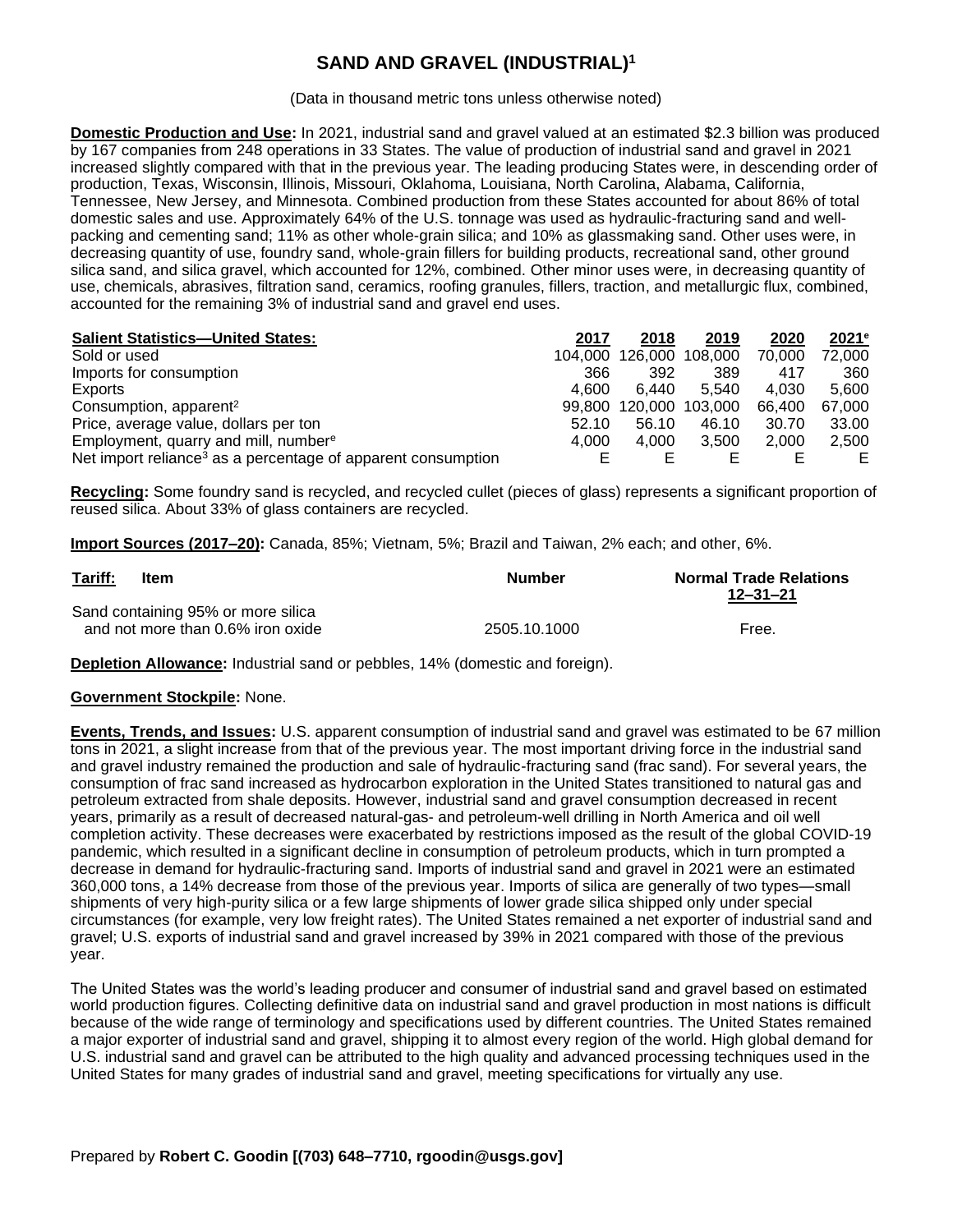# SAND AND GRAVEL (INDUSTRIAL)[1]

(Data in thousand metric tons unless otherwise noted)

**Domestic Production and Use:** In 2021, industrial sand and gravel valued at an estimated $2.3 billion was produced by 167 companies from 248 operations in 33 States. The value of production of industrial sand and gravel in 2021 increased slightly compared with that in the previous year. The leading producing States were, in descending order of production, Texas, Wisconsin, Illinois, Missouri, Oklahoma, Louisiana, North Carolina, Alabama, California, Tennessee, New Jersey, and Minnesota. Combined production from these States accounted for about 86% of total domestic sales and use. Approximately 64% of the U.S. tonnage was used as hydraulic-fracturing sand and well-packing and cementing sand; 11% as other whole-grain silica; and 10% as glassmaking sand. Other uses were, in decreasing quantity of use, foundry sand, whole-grain fillers for building products, recreational sand, other ground silica sand, and silica gravel, which accounted for 12%, combined. Other minor uses were, in decreasing quantity of use, chemicals, abrasives, filtration sand, ceramics, roofing granules, fillers, traction, and metallurgic flux, combined, accounted for the remaining 3% of industrial sand and gravel end uses.

| **Salient Statistics—United States:** | 2017 | 2018 | 2019 | 2020 | 2021[e] |
|---|---|---|---|---|---|
| Sold or used | 104,000 | 126,000 | 108,000 | 70,000 | 72,000 |
| Imports for consumption | 366 | 392 | 389 | 417 | 360 |
| Exports | 4,600 | 6,440 | 5,540 | 4,030 | 5,600 |
| Consumption, apparent[2] | 99,800 | 120,000 | 103,000 | 66,400 | 67,000 |
| Price, average value, dollars per ton | 52.10 | 56.10 | 46.10 | 30.70 | 33.00 |
| Employment, quarry and mill, number[e] | 4,000 | 4,000 | 3,500 | 2,000 | 2,500 |
| Net import reliance[3] as a percentage of apparent consumption | E | E | E | E | E |

**Recycling:** Some foundry sand is recycled, and recycled cullet (pieces of glass) represents a significant proportion of reused silica. About 33% of glass containers are recycled.

**Import Sources (2017–20):** Canada, 85%; Vietnam, 5%; Brazil and Taiwan, 2% each; and other, 6%.

| **Tariff:** Item | Number | Normal Trade Relations 12–31–21 |
|---|---|---|
| Sand containing 95% or more silica and not more than 0.6% iron oxide | 2505.10.1000 | Free. |

**Depletion Allowance:** Industrial sand or pebbles, 14% (domestic and foreign).

**Government Stockpile:** None.

**Events, Trends, and Issues:** U.S. apparent consumption of industrial sand and gravel was estimated to be 67 million tons in 2021, a slight increase from that of the previous year. The most important driving force in the industrial sand and gravel industry remained the production and sale of hydraulic-fracturing sand (frac sand). For several years, the consumption of frac sand increased as hydrocarbon exploration in the United States transitioned to natural gas and petroleum extracted from shale deposits. However, industrial sand and gravel consumption decreased in recent years, primarily as a result of decreased natural-gas- and petroleum-well drilling in North America and oil well completion activity. These decreases were exacerbated by restrictions imposed as the result of the global COVID-19 pandemic, which resulted in a significant decline in consumption of petroleum products, which in turn prompted a decrease in demand for hydraulic-fracturing sand. Imports of industrial sand and gravel in 2021 were an estimated 360,000 tons, a 14% decrease from those of the previous year. Imports of silica are generally of two types—small shipments of very high-purity silica or a few large shipments of lower grade silica shipped only under special circumstances (for example, very low freight rates). The United States remained a net exporter of industrial sand and gravel; U.S. exports of industrial sand and gravel increased by 39% in 2021 compared with those of the previous year.

The United States was the world's leading producer and consumer of industrial sand and gravel based on estimated world production figures. Collecting definitive data on industrial sand and gravel production in most nations is difficult because of the wide range of terminology and specifications used by different countries. The United States remained a major exporter of industrial sand and gravel, shipping it to almost every region of the world. High global demand for U.S. industrial sand and gravel can be attributed to the high quality and advanced processing techniques used in the United States for many grades of industrial sand and gravel, meeting specifications for virtually any use.

Prepared by **Robert C. Goodin [(703) 648–7710, rgoodin@usgs.gov]**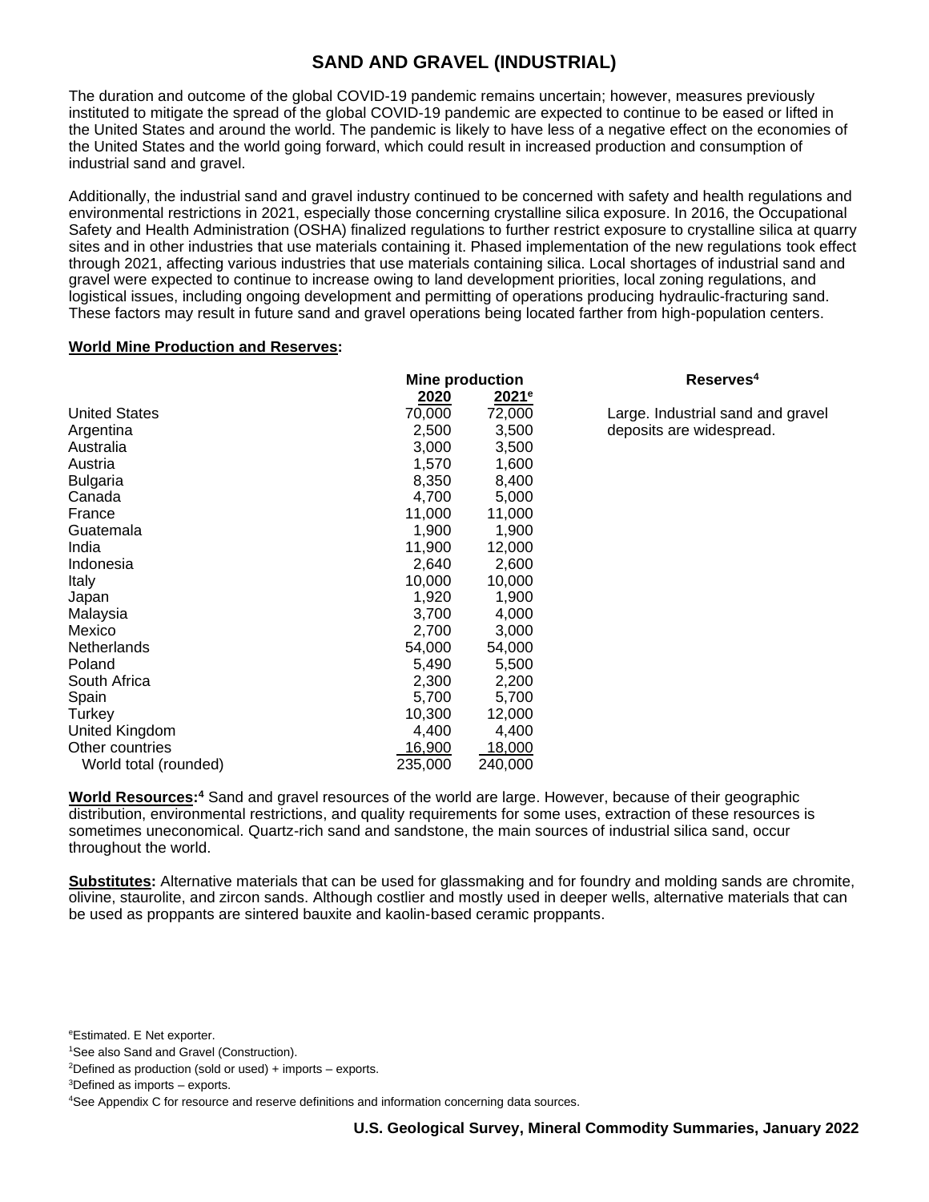# SAND AND GRAVEL (INDUSTRIAL)

The duration and outcome of the global COVID-19 pandemic remains uncertain; however, measures previously instituted to mitigate the spread of the global COVID-19 pandemic are expected to continue to be eased or lifted in the United States and around the world. The pandemic is likely to have less of a negative effect on the economies of the United States and the world going forward, which could result in increased production and consumption of industrial sand and gravel.

Additionally, the industrial sand and gravel industry continued to be concerned with safety and health regulations and environmental restrictions in 2021, especially those concerning crystalline silica exposure. In 2016, the Occupational Safety and Health Administration (OSHA) finalized regulations to further restrict exposure to crystalline silica at quarry sites and in other industries that use materials containing it. Phased implementation of the new regulations took effect through 2021, affecting various industries that use materials containing silica. Local shortages of industrial sand and gravel were expected to continue to increase owing to land development priorities, local zoning regulations, and logistical issues, including ongoing development and permitting of operations producing hydraulic-fracturing sand. These factors may result in future sand and gravel operations being located farther from high-population centers.

**World Mine Production and Reserves:**

| | Mine production | | Reserves[4] |
|---|---|---|---|
| | 2020 | 2021[e] | |
| United States | 70,000 | 72,000 | Large. Industrial sand and gravel deposits are widespread. |
| Argentina | 2,500 | 3,500 | |
| Australia | 3,000 | 3,500 | |
| Austria | 1,570 | 1,600 | |
| Bulgaria | 8,350 | 8,400 | |
| Canada | 4,700 | 5,000 | |
| France | 11,000 | 11,000 | |
| Guatemala | 1,900 | 1,900 | |
| India | 11,900 | 12,000 | |
| Indonesia | 2,640 | 2,600 | |
| Italy | 10,000 | 10,000 | |
| Japan | 1,920 | 1,900 | |
| Malaysia | 3,700 | 4,000 | |
| Mexico | 2,700 | 3,000 | |
| Netherlands | 54,000 | 54,000 | |
| Poland | 5,490 | 5,500 | |
| South Africa | 2,300 | 2,200 | |
| Spain | 5,700 | 5,700 | |
| Turkey | 10,300 | 12,000 | |
| United Kingdom | 4,400 | 4,400 | |
| Other countries | 16,900 | 18,000 | |
| World total (rounded) | 235,000 | 240,000 | |

**World Resources:**[4] Sand and gravel resources of the world are large. However, because of their geographic distribution, environmental restrictions, and quality requirements for some uses, extraction of these resources is sometimes uneconomical. Quartz-rich sand and sandstone, the main sources of industrial silica sand, occur throughout the world.

**Substitutes:** Alternative materials that can be used for glassmaking and for foundry and molding sands are chromite, olivine, staurolite, and zircon sands. Although costlier and mostly used in deeper wells, alternative materials that can be used as proppants are sintered bauxite and kaolin-based ceramic proppants.

[e]Estimated. E Net exporter.

[1]See also Sand and Gravel (Construction).

[2]Defined as production (sold or used) + imports – exports.

[3]Defined as imports – exports.

[4]See Appendix C for resource and reserve definitions and information concerning data sources.

**U.S. Geological Survey, Mineral Commodity Summaries, January 2022**